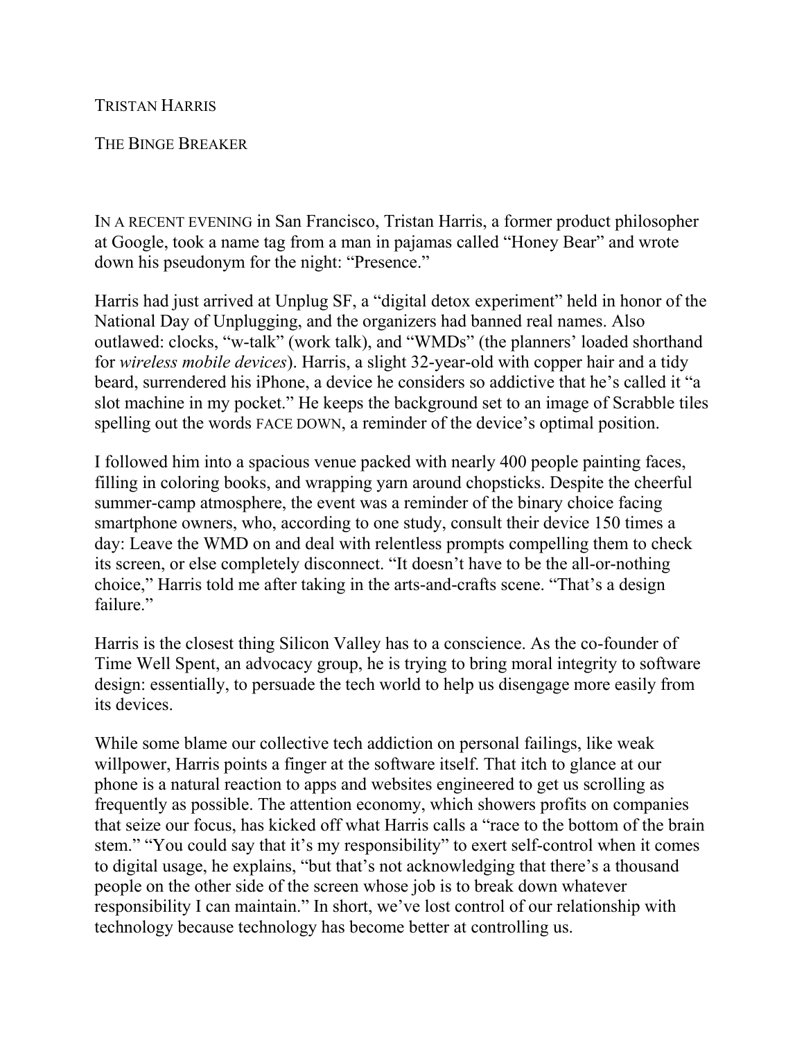# Tristan Harris

## The Binge Breaker

IN A RECENT EVENING in San Francisco, Tristan Harris, a former product philosopher at Google, took a name tag from a man in pajamas called "Honey Bear" and wrote down his pseudonym for the night: "Presence."

Harris had just arrived at Unplug SF, a "digital detox experiment" held in honor of the National Day of Unplugging, and the organizers had banned real names. Also outlawed: clocks, "w-talk" (work talk), and "WMDs" (the planners' loaded shorthand for *wireless mobile devices*). Harris, a slight 32-year-old with copper hair and a tidy beard, surrendered his iPhone, a device he considers so addictive that he's called it "a slot machine in my pocket." He keeps the background set to an image of Scrabble tiles spelling out the words FACE DOWN, a reminder of the device's optimal position.

I followed him into a spacious venue packed with nearly 400 people painting faces, filling in coloring books, and wrapping yarn around chopsticks. Despite the cheerful summer-camp atmosphere, the event was a reminder of the binary choice facing smartphone owners, who, according to one study, consult their device 150 times a day: Leave the WMD on and deal with relentless prompts compelling them to check its screen, or else completely disconnect. "It doesn't have to be the all-or-nothing choice," Harris told me after taking in the arts-and-crafts scene. "That's a design failure."

Harris is the closest thing Silicon Valley has to a conscience. As the co-founder of Time Well Spent, an advocacy group, he is trying to bring moral integrity to software design: essentially, to persuade the tech world to help us disengage more easily from its devices.

While some blame our collective tech addiction on personal failings, like weak willpower, Harris points a finger at the software itself. That itch to glance at our phone is a natural reaction to apps and websites engineered to get us scrolling as frequently as possible. The attention economy, which showers profits on companies that seize our focus, has kicked off what Harris calls a "race to the bottom of the brain stem." "You could say that it's my responsibility" to exert self-control when it comes to digital usage, he explains, "but that's not acknowledging that there's a thousand people on the other side of the screen whose job is to break down whatever responsibility I can maintain." In short, we've lost control of our relationship with technology because technology has become better at controlling us.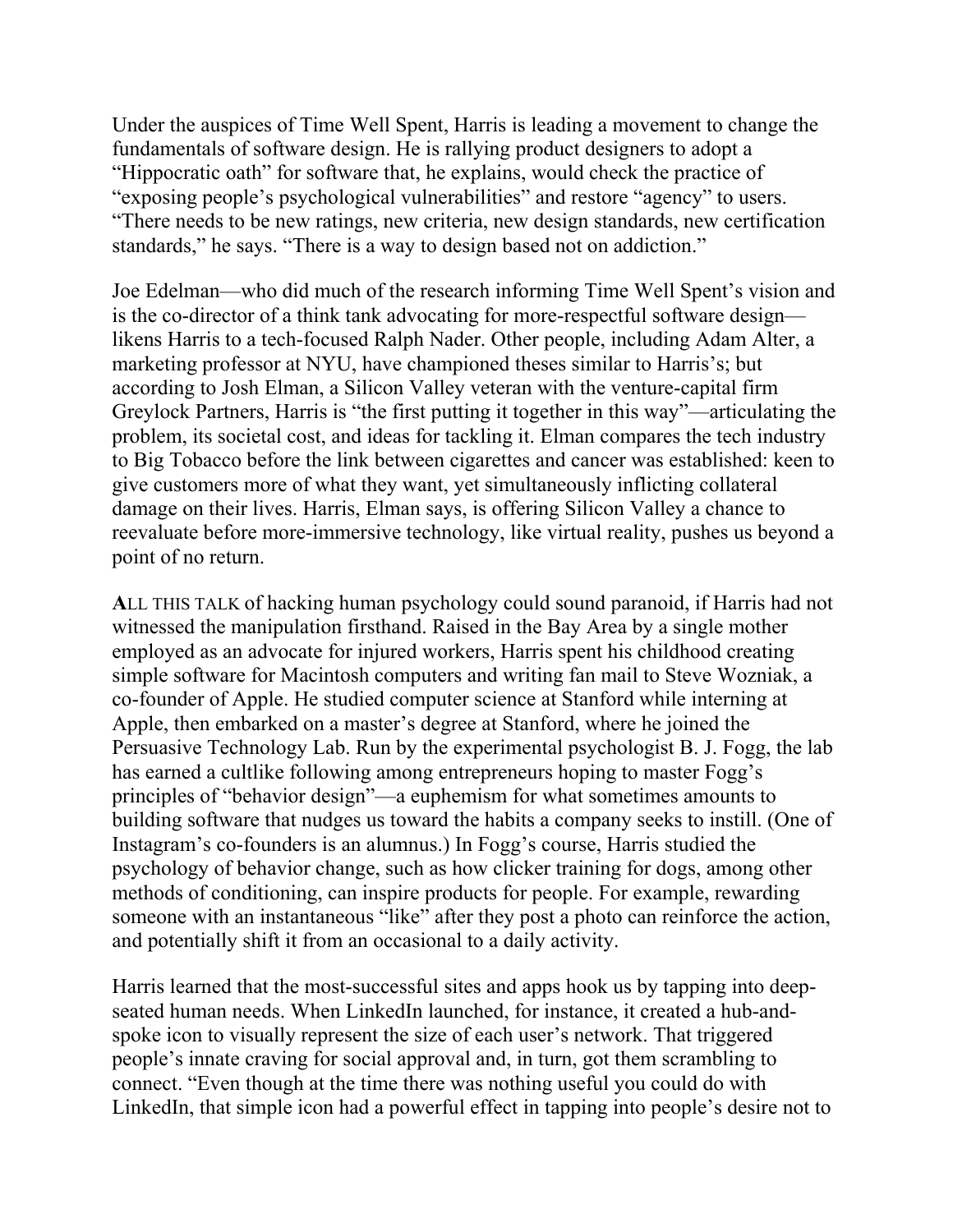Under the auspices of Time Well Spent, Harris is leading a movement to change the fundamentals of software design. He is rallying product designers to adopt a "Hippocratic oath" for software that, he explains, would check the practice of "exposing people's psychological vulnerabilities" and restore "agency" to users. "There needs to be new ratings, new criteria, new design standards, new certification standards," he says. "There is a way to design based not on addiction."

Joe Edelman—who did much of the research informing Time Well Spent's vision and is the co-director of a think tank advocating for more-respectful software design—likens Harris to a tech-focused Ralph Nader. Other people, including Adam Alter, a marketing professor at NYU, have championed theses similar to Harris's; but according to Josh Elman, a Silicon Valley veteran with the venture-capital firm Greylock Partners, Harris is "the first putting it together in this way"—articulating the problem, its societal cost, and ideas for tackling it. Elman compares the tech industry to Big Tobacco before the link between cigarettes and cancer was established: keen to give customers more of what they want, yet simultaneously inflicting collateral damage on their lives. Harris, Elman says, is offering Silicon Valley a chance to reevaluate before more-immersive technology, like virtual reality, pushes us beyond a point of no return.

**A**LL THIS TALK of hacking human psychology could sound paranoid, if Harris had not witnessed the manipulation firsthand. Raised in the Bay Area by a single mother employed as an advocate for injured workers, Harris spent his childhood creating simple software for Macintosh computers and writing fan mail to Steve Wozniak, a co-founder of Apple. He studied computer science at Stanford while interning at Apple, then embarked on a master's degree at Stanford, where he joined the Persuasive Technology Lab. Run by the experimental psychologist B. J. Fogg, the lab has earned a cultlike following among entrepreneurs hoping to master Fogg's principles of "behavior design"—a euphemism for what sometimes amounts to building software that nudges us toward the habits a company seeks to instill. (One of Instagram's co-founders is an alumnus.) In Fogg's course, Harris studied the psychology of behavior change, such as how clicker training for dogs, among other methods of conditioning, can inspire products for people. For example, rewarding someone with an instantaneous "like" after they post a photo can reinforce the action, and potentially shift it from an occasional to a daily activity.

Harris learned that the most-successful sites and apps hook us by tapping into deep-seated human needs. When LinkedIn launched, for instance, it created a hub-and-spoke icon to visually represent the size of each user's network. That triggered people's innate craving for social approval and, in turn, got them scrambling to connect. "Even though at the time there was nothing useful you could do with LinkedIn, that simple icon had a powerful effect in tapping into people's desire not to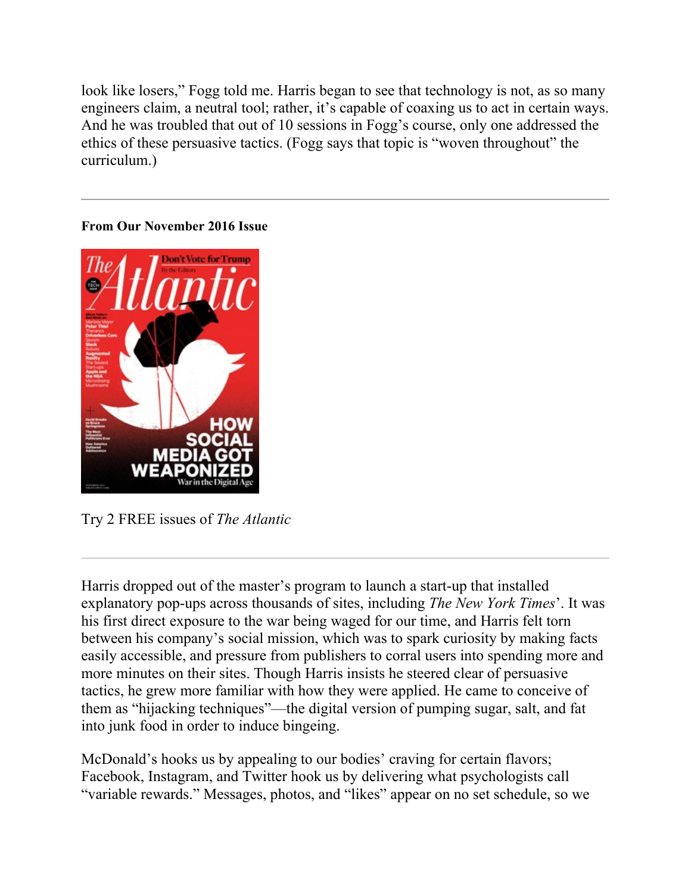look like losers," Fogg told me. Harris began to see that technology is not, as so many engineers claim, a neutral tool; rather, it's capable of coaxing us to act in certain ways. And he was troubled that out of 10 sessions in Fogg's course, only one addressed the ethics of these persuasive tactics. (Fogg says that topic is "woven throughout" the curriculum.)

---

**From Our November 2016 Issue**

Try 2 FREE issues of *The Atlantic*

---

Harris dropped out of the master's program to launch a start-up that installed explanatory pop-ups across thousands of sites, including *The New York Times*'. It was his first direct exposure to the war being waged for our time, and Harris felt torn between his company's social mission, which was to spark curiosity by making facts easily accessible, and pressure from publishers to corral users into spending more and more minutes on their sites. Though Harris insists he steered clear of persuasive tactics, he grew more familiar with how they were applied. He came to conceive of them as "hijacking techniques"—the digital version of pumping sugar, salt, and fat into junk food in order to induce bingeing.

McDonald's hooks us by appealing to our bodies' craving for certain flavors; Facebook, Instagram, and Twitter hook us by delivering what psychologists call "variable rewards." Messages, photos, and "likes" appear on no set schedule, so we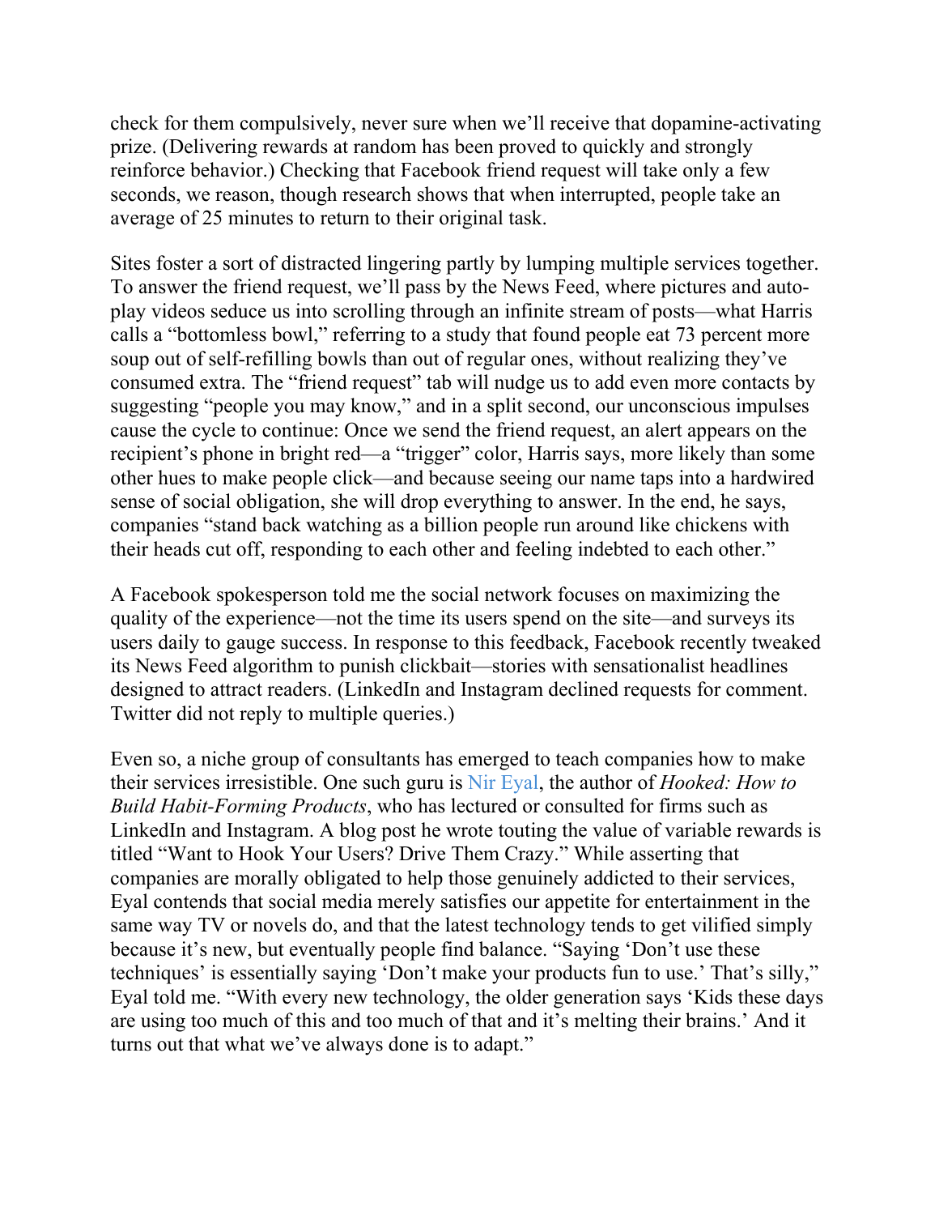check for them compulsively, never sure when we'll receive that dopamine-activating prize. (Delivering rewards at random has been proved to quickly and strongly reinforce behavior.) Checking that Facebook friend request will take only a few seconds, we reason, though research shows that when interrupted, people take an average of 25 minutes to return to their original task.

Sites foster a sort of distracted lingering partly by lumping multiple services together. To answer the friend request, we'll pass by the News Feed, where pictures and auto-play videos seduce us into scrolling through an infinite stream of posts—what Harris calls a "bottomless bowl," referring to a study that found people eat 73 percent more soup out of self-refilling bowls than out of regular ones, without realizing they've consumed extra. The "friend request" tab will nudge us to add even more contacts by suggesting "people you may know," and in a split second, our unconscious impulses cause the cycle to continue: Once we send the friend request, an alert appears on the recipient's phone in bright red—a "trigger" color, Harris says, more likely than some other hues to make people click—and because seeing our name taps into a hardwired sense of social obligation, she will drop everything to answer. In the end, he says, companies "stand back watching as a billion people run around like chickens with their heads cut off, responding to each other and feeling indebted to each other."

A Facebook spokesperson told me the social network focuses on maximizing the quality of the experience—not the time its users spend on the site—and surveys its users daily to gauge success. In response to this feedback, Facebook recently tweaked its News Feed algorithm to punish clickbait—stories with sensationalist headlines designed to attract readers. (LinkedIn and Instagram declined requests for comment. Twitter did not reply to multiple queries.)

Even so, a niche group of consultants has emerged to teach companies how to make their services irresistible. One such guru is Nir Eyal, the author of *Hooked: How to Build Habit-Forming Products*, who has lectured or consulted for firms such as LinkedIn and Instagram. A blog post he wrote touting the value of variable rewards is titled "Want to Hook Your Users? Drive Them Crazy." While asserting that companies are morally obligated to help those genuinely addicted to their services, Eyal contends that social media merely satisfies our appetite for entertainment in the same way TV or novels do, and that the latest technology tends to get vilified simply because it's new, but eventually people find balance. "Saying 'Don't use these techniques' is essentially saying 'Don't make your products fun to use.' That's silly," Eyal told me. "With every new technology, the older generation says 'Kids these days are using too much of this and too much of that and it's melting their brains.' And it turns out that what we've always done is to adapt."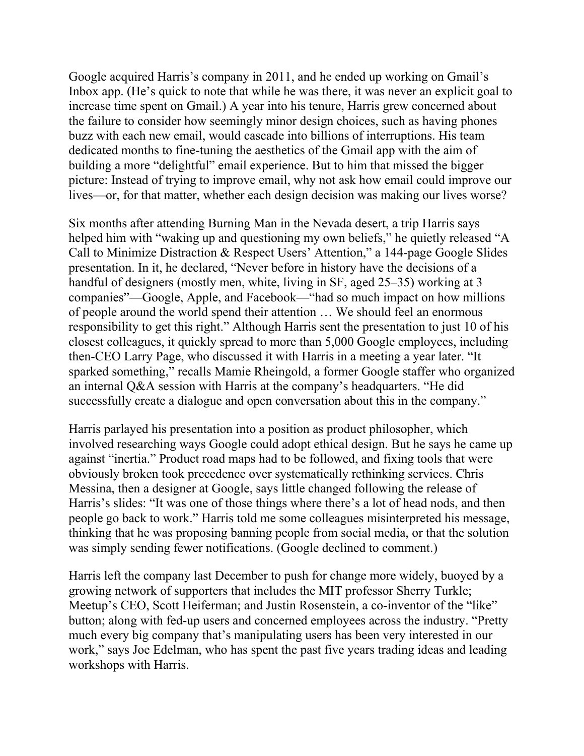Google acquired Harris's company in 2011, and he ended up working on Gmail's Inbox app. (He's quick to note that while he was there, it was never an explicit goal to increase time spent on Gmail.) A year into his tenure, Harris grew concerned about the failure to consider how seemingly minor design choices, such as having phones buzz with each new email, would cascade into billions of interruptions. His team dedicated months to fine-tuning the aesthetics of the Gmail app with the aim of building a more "delightful" email experience. But to him that missed the bigger picture: Instead of trying to improve email, why not ask how email could improve our lives—or, for that matter, whether each design decision was making our lives worse?

Six months after attending Burning Man in the Nevada desert, a trip Harris says helped him with "waking up and questioning my own beliefs," he quietly released "A Call to Minimize Distraction & Respect Users' Attention," a 144-page Google Slides presentation. In it, he declared, "Never before in history have the decisions of a handful of designers (mostly men, white, living in SF, aged 25–35) working at 3 companies"—Google, Apple, and Facebook—"had so much impact on how millions of people around the world spend their attention … We should feel an enormous responsibility to get this right." Although Harris sent the presentation to just 10 of his closest colleagues, it quickly spread to more than 5,000 Google employees, including then-CEO Larry Page, who discussed it with Harris in a meeting a year later. "It sparked something," recalls Mamie Rheingold, a former Google staffer who organized an internal Q&A session with Harris at the company's headquarters. "He did successfully create a dialogue and open conversation about this in the company."

Harris parlayed his presentation into a position as product philosopher, which involved researching ways Google could adopt ethical design. But he says he came up against "inertia." Product road maps had to be followed, and fixing tools that were obviously broken took precedence over systematically rethinking services. Chris Messina, then a designer at Google, says little changed following the release of Harris's slides: "It was one of those things where there's a lot of head nods, and then people go back to work." Harris told me some colleagues misinterpreted his message, thinking that he was proposing banning people from social media, or that the solution was simply sending fewer notifications. (Google declined to comment.)

Harris left the company last December to push for change more widely, buoyed by a growing network of supporters that includes the MIT professor Sherry Turkle; Meetup's CEO, Scott Heiferman; and Justin Rosenstein, a co-inventor of the "like" button; along with fed-up users and concerned employees across the industry. "Pretty much every big company that's manipulating users has been very interested in our work," says Joe Edelman, who has spent the past five years trading ideas and leading workshops with Harris.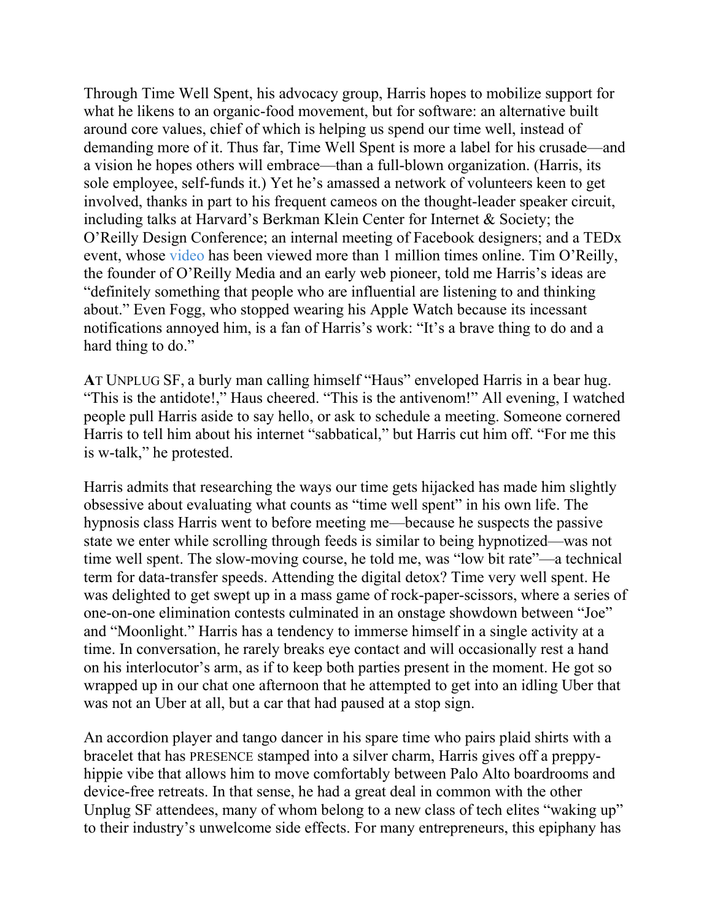Through Time Well Spent, his advocacy group, Harris hopes to mobilize support for what he likens to an organic-food movement, but for software: an alternative built around core values, chief of which is helping us spend our time well, instead of demanding more of it. Thus far, Time Well Spent is more a label for his crusade—and a vision he hopes others will embrace—than a full-blown organization. (Harris, its sole employee, self-funds it.) Yet he's amassed a network of volunteers keen to get involved, thanks in part to his frequent cameos on the thought-leader speaker circuit, including talks at Harvard's Berkman Klein Center for Internet & Society; the O'Reilly Design Conference; an internal meeting of Facebook designers; and a TEDx event, whose video has been viewed more than 1 million times online. Tim O'Reilly, the founder of O'Reilly Media and an early web pioneer, told me Harris's ideas are "definitely something that people who are influential are listening to and thinking about." Even Fogg, who stopped wearing his Apple Watch because its incessant notifications annoyed him, is a fan of Harris's work: "It's a brave thing to do and a hard thing to do."

**A**T UNPLUG SF, a burly man calling himself "Haus" enveloped Harris in a bear hug. "This is the antidote!," Haus cheered. "This is the antivenom!" All evening, I watched people pull Harris aside to say hello, or ask to schedule a meeting. Someone cornered Harris to tell him about his internet "sabbatical," but Harris cut him off. "For me this is w-talk," he protested.

Harris admits that researching the ways our time gets hijacked has made him slightly obsessive about evaluating what counts as "time well spent" in his own life. The hypnosis class Harris went to before meeting me—because he suspects the passive state we enter while scrolling through feeds is similar to being hypnotized—was not time well spent. The slow-moving course, he told me, was "low bit rate"—a technical term for data-transfer speeds. Attending the digital detox? Time very well spent. He was delighted to get swept up in a mass game of rock-paper-scissors, where a series of one-on-one elimination contests culminated in an onstage showdown between "Joe" and "Moonlight." Harris has a tendency to immerse himself in a single activity at a time. In conversation, he rarely breaks eye contact and will occasionally rest a hand on his interlocutor's arm, as if to keep both parties present in the moment. He got so wrapped up in our chat one afternoon that he attempted to get into an idling Uber that was not an Uber at all, but a car that had paused at a stop sign.

An accordion player and tango dancer in his spare time who pairs plaid shirts with a bracelet that has PRESENCE stamped into a silver charm, Harris gives off a preppy-hippie vibe that allows him to move comfortably between Palo Alto boardrooms and device-free retreats. In that sense, he had a great deal in common with the other Unplug SF attendees, many of whom belong to a new class of tech elites "waking up" to their industry's unwelcome side effects. For many entrepreneurs, this epiphany has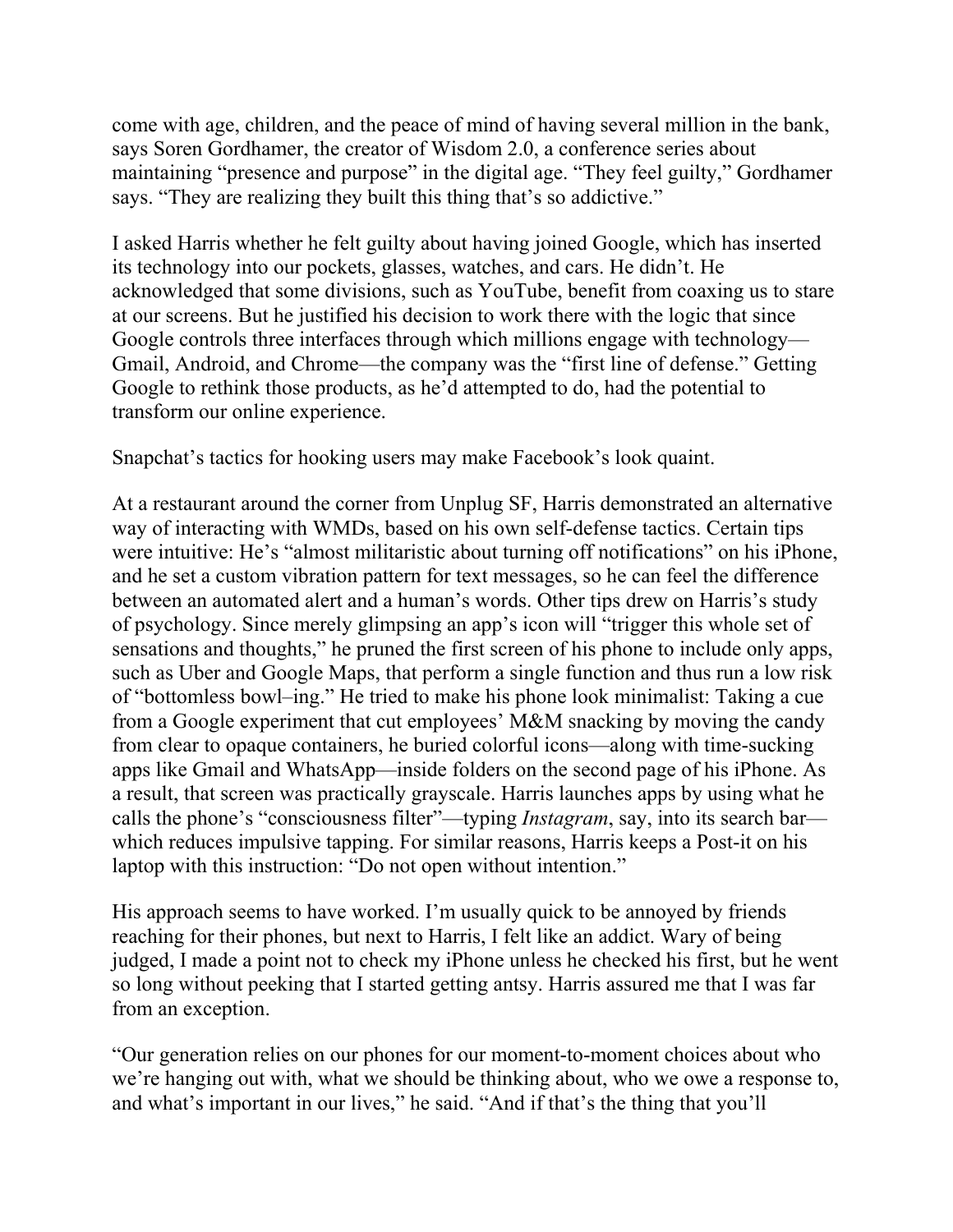come with age, children, and the peace of mind of having several million in the bank, says Soren Gordhamer, the creator of Wisdom 2.0, a conference series about maintaining "presence and purpose" in the digital age. "They feel guilty," Gordhamer says. "They are realizing they built this thing that's so addictive."

I asked Harris whether he felt guilty about having joined Google, which has inserted its technology into our pockets, glasses, watches, and cars. He didn't. He acknowledged that some divisions, such as YouTube, benefit from coaxing us to stare at our screens. But he justified his decision to work there with the logic that since Google controls three interfaces through which millions engage with technology—Gmail, Android, and Chrome—the company was the "first line of defense." Getting Google to rethink those products, as he'd attempted to do, had the potential to transform our online experience.

Snapchat's tactics for hooking users may make Facebook's look quaint.

At a restaurant around the corner from Unplug SF, Harris demonstrated an alternative way of interacting with WMDs, based on his own self-defense tactics. Certain tips were intuitive: He's "almost militaristic about turning off notifications" on his iPhone, and he set a custom vibration pattern for text messages, so he can feel the difference between an automated alert and a human's words. Other tips drew on Harris's study of psychology. Since merely glimpsing an app's icon will "trigger this whole set of sensations and thoughts," he pruned the first screen of his phone to include only apps, such as Uber and Google Maps, that perform a single function and thus run a low risk of "bottomless bowl–ing." He tried to make his phone look minimalist: Taking a cue from a Google experiment that cut employees' M&M snacking by moving the candy from clear to opaque containers, he buried colorful icons—along with time-sucking apps like Gmail and WhatsApp—inside folders on the second page of his iPhone. As a result, that screen was practically grayscale. Harris launches apps by using what he calls the phone's "consciousness filter"—typing *Instagram*, say, into its search bar—which reduces impulsive tapping. For similar reasons, Harris keeps a Post-it on his laptop with this instruction: "Do not open without intention."

His approach seems to have worked. I'm usually quick to be annoyed by friends reaching for their phones, but next to Harris, I felt like an addict. Wary of being judged, I made a point not to check my iPhone unless he checked his first, but he went so long without peeking that I started getting antsy. Harris assured me that I was far from an exception.

"Our generation relies on our phones for our moment-to-moment choices about who we're hanging out with, what we should be thinking about, who we owe a response to, and what's important in our lives," he said. "And if that's the thing that you'll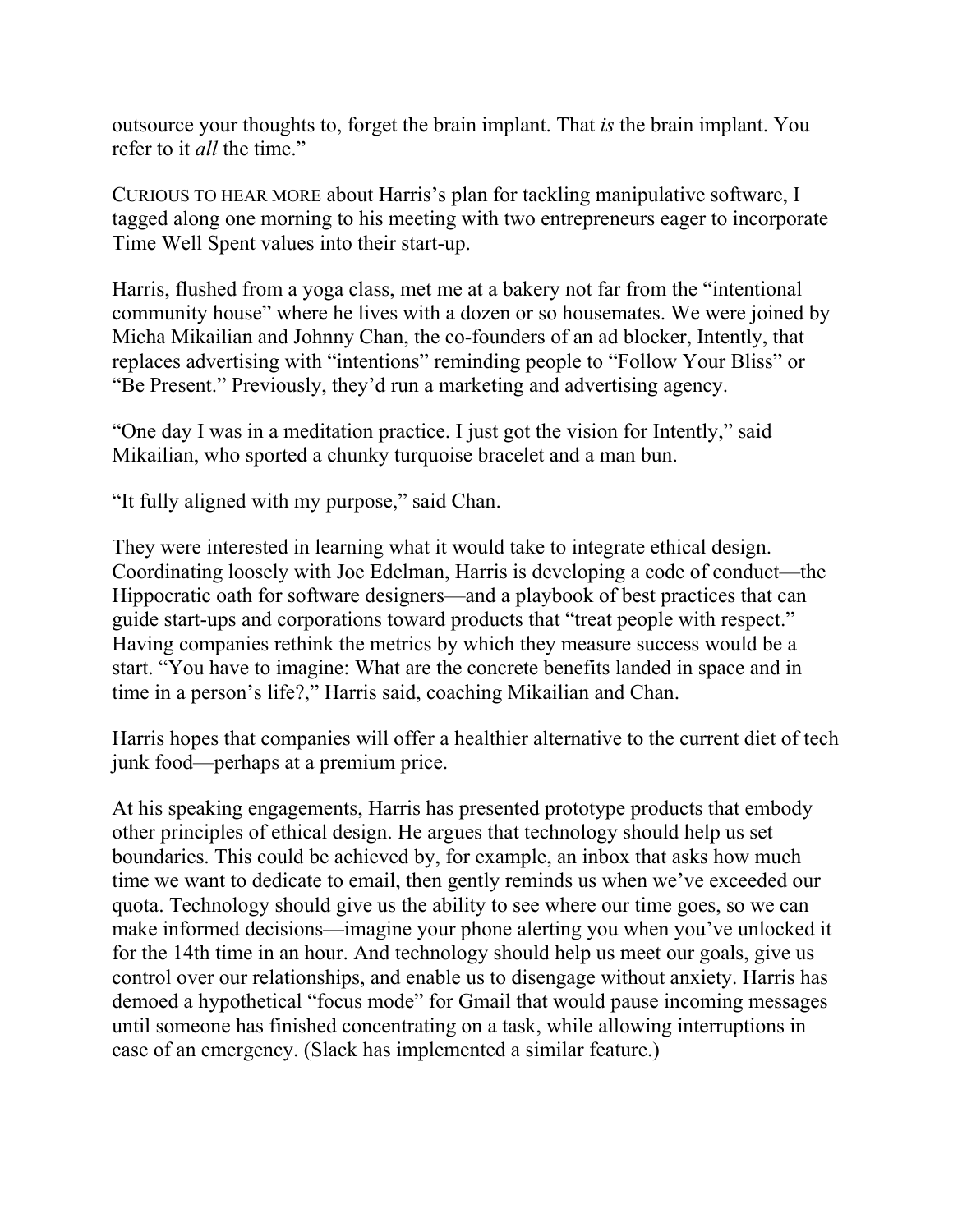outsource your thoughts to, forget the brain implant. That *is* the brain implant. You refer to it *all* the time."

CURIOUS TO HEAR MORE about Harris's plan for tackling manipulative software, I tagged along one morning to his meeting with two entrepreneurs eager to incorporate Time Well Spent values into their start-up.

Harris, flushed from a yoga class, met me at a bakery not far from the "intentional community house" where he lives with a dozen or so housemates. We were joined by Micha Mikailian and Johnny Chan, the co-founders of an ad blocker, Intently, that replaces advertising with "intentions" reminding people to "Follow Your Bliss" or "Be Present." Previously, they'd run a marketing and advertising agency.

"One day I was in a meditation practice. I just got the vision for Intently," said Mikailian, who sported a chunky turquoise bracelet and a man bun.

"It fully aligned with my purpose," said Chan.

They were interested in learning what it would take to integrate ethical design. Coordinating loosely with Joe Edelman, Harris is developing a code of conduct—the Hippocratic oath for software designers—and a playbook of best practices that can guide start-ups and corporations toward products that "treat people with respect." Having companies rethink the metrics by which they measure success would be a start. "You have to imagine: What are the concrete benefits landed in space and in time in a person's life?," Harris said, coaching Mikailian and Chan.

Harris hopes that companies will offer a healthier alternative to the current diet of tech junk food—perhaps at a premium price.

At his speaking engagements, Harris has presented prototype products that embody other principles of ethical design. He argues that technology should help us set boundaries. This could be achieved by, for example, an inbox that asks how much time we want to dedicate to email, then gently reminds us when we've exceeded our quota. Technology should give us the ability to see where our time goes, so we can make informed decisions—imagine your phone alerting you when you've unlocked it for the 14th time in an hour. And technology should help us meet our goals, give us control over our relationships, and enable us to disengage without anxiety. Harris has demoed a hypothetical "focus mode" for Gmail that would pause incoming messages until someone has finished concentrating on a task, while allowing interruptions in case of an emergency. (Slack has implemented a similar feature.)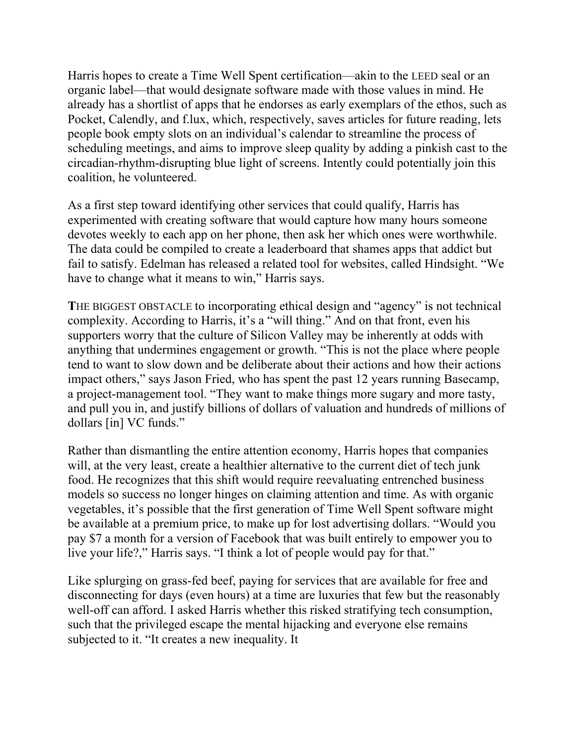Harris hopes to create a Time Well Spent certification—akin to the LEED seal or an organic label—that would designate software made with those values in mind. He already has a shortlist of apps that he endorses as early exemplars of the ethos, such as Pocket, Calendly, and f.lux, which, respectively, saves articles for future reading, lets people book empty slots on an individual's calendar to streamline the process of scheduling meetings, and aims to improve sleep quality by adding a pinkish cast to the circadian-rhythm-disrupting blue light of screens. Intently could potentially join this coalition, he volunteered.

As a first step toward identifying other services that could qualify, Harris has experimented with creating software that would capture how many hours someone devotes weekly to each app on her phone, then ask her which ones were worthwhile. The data could be compiled to create a leaderboard that shames apps that addict but fail to satisfy. Edelman has released a related tool for websites, called Hindsight. "We have to change what it means to win," Harris says.

**T**HE BIGGEST OBSTACLE to incorporating ethical design and "agency" is not technical complexity. According to Harris, it's a "will thing." And on that front, even his supporters worry that the culture of Silicon Valley may be inherently at odds with anything that undermines engagement or growth. "This is not the place where people tend to want to slow down and be deliberate about their actions and how their actions impact others," says Jason Fried, who has spent the past 12 years running Basecamp, a project-management tool. "They want to make things more sugary and more tasty, and pull you in, and justify billions of dollars of valuation and hundreds of millions of dollars [in] VC funds."

Rather than dismantling the entire attention economy, Harris hopes that companies will, at the very least, create a healthier alternative to the current diet of tech junk food. He recognizes that this shift would require reevaluating entrenched business models so success no longer hinges on claiming attention and time. As with organic vegetables, it's possible that the first generation of Time Well Spent software might be available at a premium price, to make up for lost advertising dollars. "Would you pay $7 a month for a version of Facebook that was built entirely to empower you to live your life?," Harris says. "I think a lot of people would pay for that."

Like splurging on grass-fed beef, paying for services that are available for free and disconnecting for days (even hours) at a time are luxuries that few but the reasonably well-off can afford. I asked Harris whether this risked stratifying tech consumption, such that the privileged escape the mental hijacking and everyone else remains subjected to it. "It creates a new inequality. It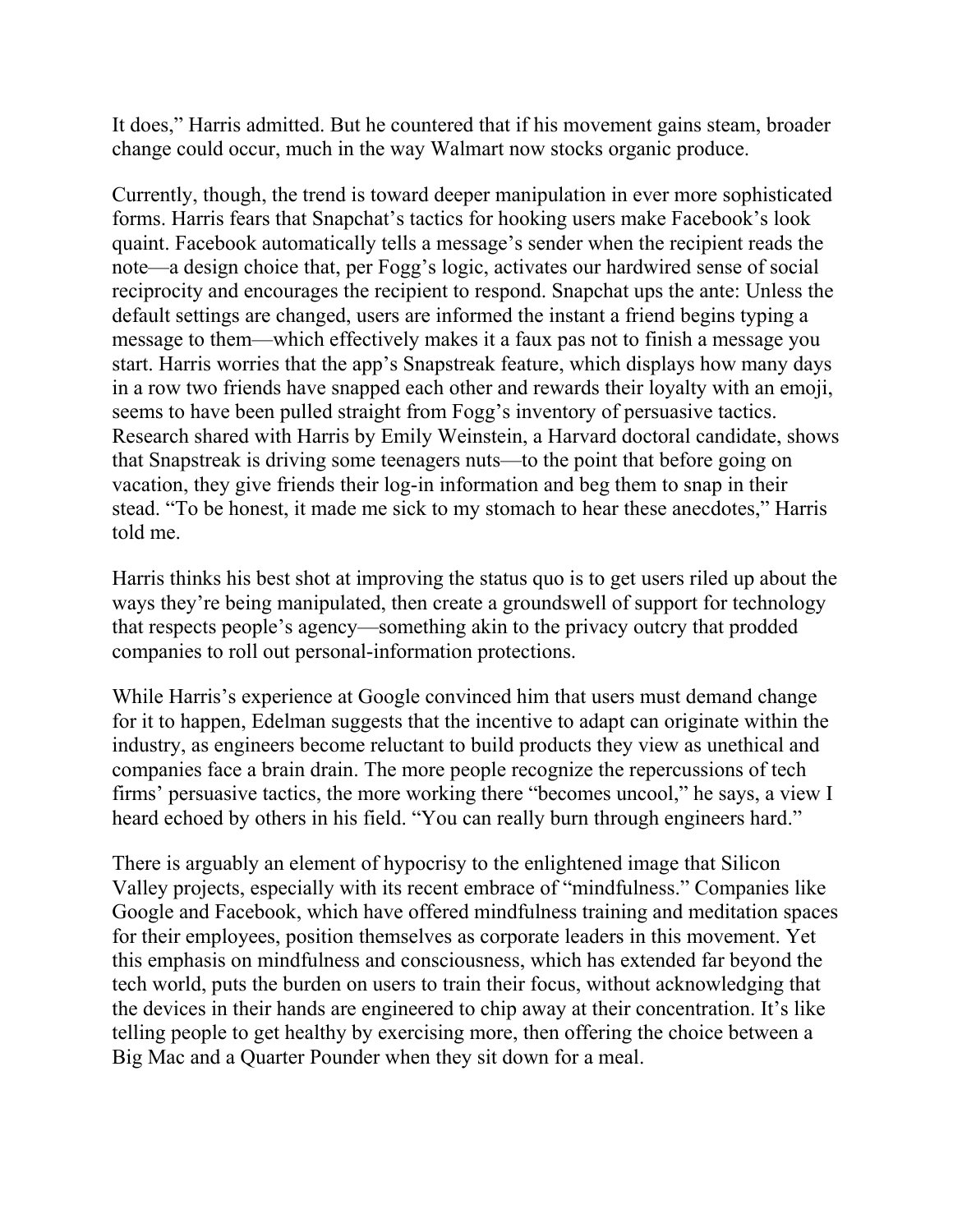It does," Harris admitted. But he countered that if his movement gains steam, broader change could occur, much in the way Walmart now stocks organic produce.

Currently, though, the trend is toward deeper manipulation in ever more sophisticated forms. Harris fears that Snapchat's tactics for hooking users make Facebook's look quaint. Facebook automatically tells a message's sender when the recipient reads the note—a design choice that, per Fogg's logic, activates our hardwired sense of social reciprocity and encourages the recipient to respond. Snapchat ups the ante: Unless the default settings are changed, users are informed the instant a friend begins typing a message to them—which effectively makes it a faux pas not to finish a message you start. Harris worries that the app's Snapstreak feature, which displays how many days in a row two friends have snapped each other and rewards their loyalty with an emoji, seems to have been pulled straight from Fogg's inventory of persuasive tactics. Research shared with Harris by Emily Weinstein, a Harvard doctoral candidate, shows that Snapstreak is driving some teenagers nuts—to the point that before going on vacation, they give friends their log-in information and beg them to snap in their stead. "To be honest, it made me sick to my stomach to hear these anecdotes," Harris told me.

Harris thinks his best shot at improving the status quo is to get users riled up about the ways they're being manipulated, then create a groundswell of support for technology that respects people's agency—something akin to the privacy outcry that prodded companies to roll out personal-information protections.

While Harris's experience at Google convinced him that users must demand change for it to happen, Edelman suggests that the incentive to adapt can originate within the industry, as engineers become reluctant to build products they view as unethical and companies face a brain drain. The more people recognize the repercussions of tech firms' persuasive tactics, the more working there "becomes uncool," he says, a view I heard echoed by others in his field. "You can really burn through engineers hard."

There is arguably an element of hypocrisy to the enlightened image that Silicon Valley projects, especially with its recent embrace of "mindfulness." Companies like Google and Facebook, which have offered mindfulness training and meditation spaces for their employees, position themselves as corporate leaders in this movement. Yet this emphasis on mindfulness and consciousness, which has extended far beyond the tech world, puts the burden on users to train their focus, without acknowledging that the devices in their hands are engineered to chip away at their concentration. It's like telling people to get healthy by exercising more, then offering the choice between a Big Mac and a Quarter Pounder when they sit down for a meal.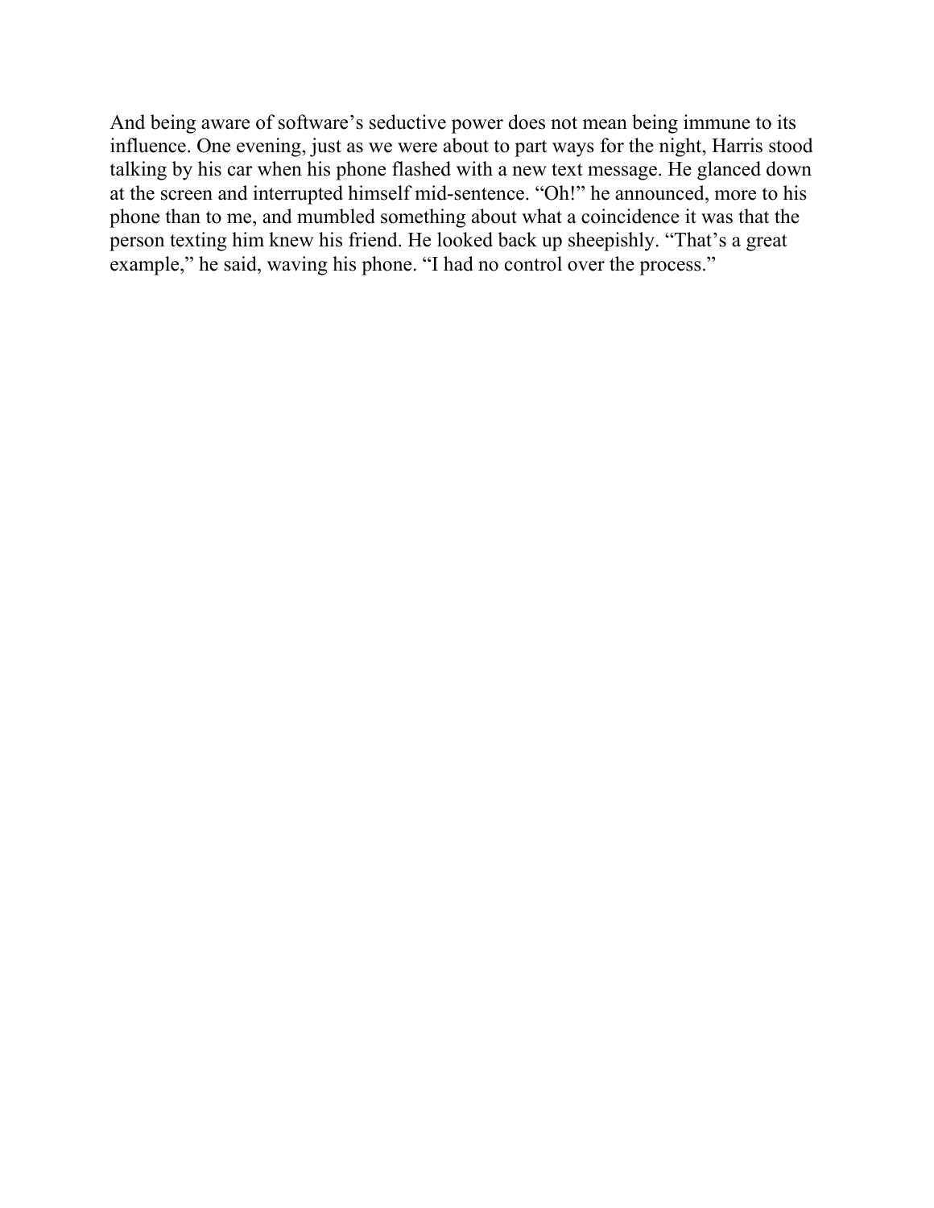And being aware of software's seductive power does not mean being immune to its influence. One evening, just as we were about to part ways for the night, Harris stood talking by his car when his phone flashed with a new text message. He glanced down at the screen and interrupted himself mid-sentence. "Oh!" he announced, more to his phone than to me, and mumbled something about what a coincidence it was that the person texting him knew his friend. He looked back up sheepishly. "That's a great example," he said, waving his phone. "I had no control over the process."